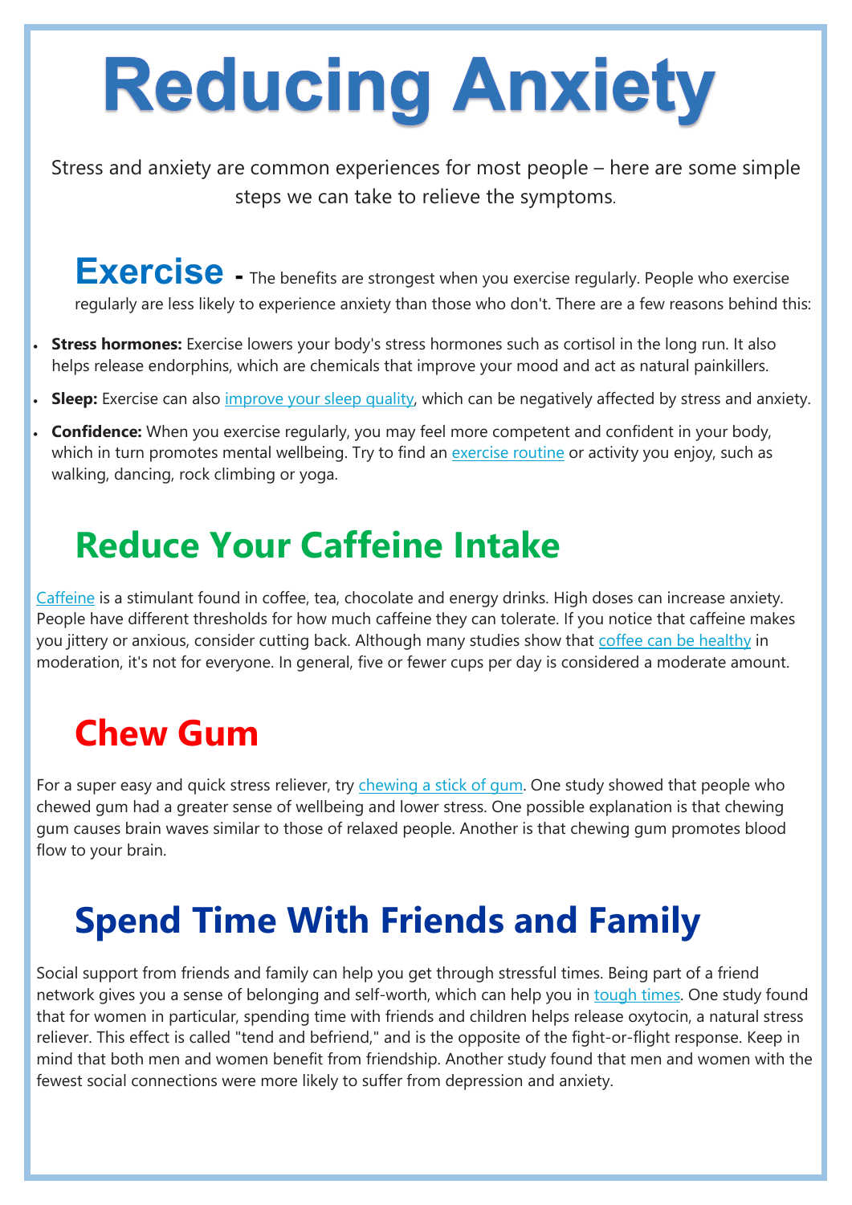# Reducing Anxiety

Stress and anxiety are common experiences for most people – here are some simple steps we can take to relieve the symptoms.

## Exercise

**Exercise** - The benefits are strongest when you exercise regularly. People who exercise regularly are less likely to experience anxiety than those who don't. There are a few reasons behind this:

- **Stress hormones:** Exercise lowers your body's stress hormones such as cortisol in the long run. It also helps release endorphins, which are chemicals that improve your mood and act as natural painkillers.
- **Sleep:** Exercise can also improve your sleep quality, which can be negatively affected by stress and anxiety.
- **Confidence:** When you exercise regularly, you may feel more competent and confident in your body, which in turn promotes mental wellbeing. Try to find an exercise routine or activity you enjoy, such as walking, dancing, rock climbing or yoga.

## Reduce Your Caffeine Intake

Caffeine is a stimulant found in coffee, tea, chocolate and energy drinks. High doses can increase anxiety. People have different thresholds for how much caffeine they can tolerate. If you notice that caffeine makes you jittery or anxious, consider cutting back. Although many studies show that coffee can be healthy in moderation, it's not for everyone. In general, five or fewer cups per day is considered a moderate amount.

## Chew Gum

For a super easy and quick stress reliever, try chewing a stick of gum. One study showed that people who chewed gum had a greater sense of wellbeing and lower stress. One possible explanation is that chewing gum causes brain waves similar to those of relaxed people. Another is that chewing gum promotes blood flow to your brain.

## Spend Time With Friends and Family

Social support from friends and family can help you get through stressful times. Being part of a friend network gives you a sense of belonging and self-worth, which can help you in tough times. One study found that for women in particular, spending time with friends and children helps release oxytocin, a natural stress reliever. This effect is called "tend and befriend," and is the opposite of the fight-or-flight response. Keep in mind that both men and women benefit from friendship. Another study found that men and women with the fewest social connections were more likely to suffer from depression and anxiety.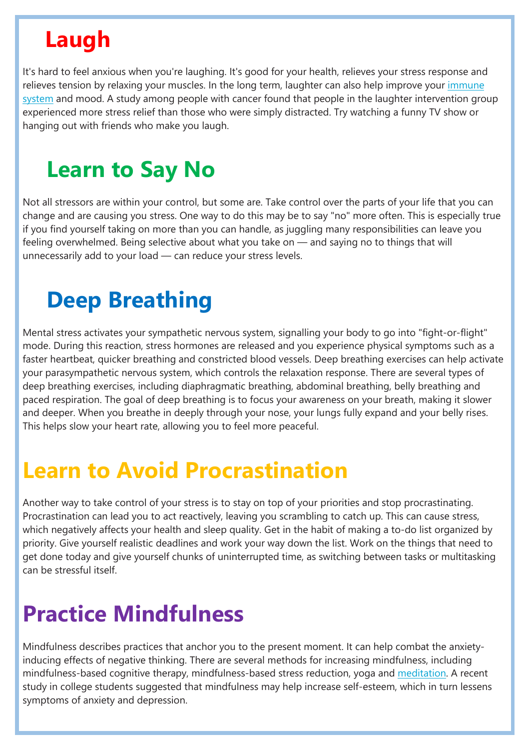## Laugh

It's hard to feel anxious when you're laughing. It's good for your health, relieves your stress response and relieves tension by relaxing your muscles. In the long term, laughter can also help improve your immune system and mood. A study among people with cancer found that people in the laughter intervention group experienced more stress relief than those who were simply distracted. Try watching a funny TV show or hanging out with friends who make you laugh.

## Learn to Say No

Not all stressors are within your control, but some are. Take control over the parts of your life that you can change and are causing you stress. One way to do this may be to say "no" more often. This is especially true if you find yourself taking on more than you can handle, as juggling many responsibilities can leave you feeling overwhelmed. Being selective about what you take on — and saying no to things that will unnecessarily add to your load — can reduce your stress levels.

## Deep Breathing

Mental stress activates your sympathetic nervous system, signalling your body to go into "fight-or-flight" mode. During this reaction, stress hormones are released and you experience physical symptoms such as a faster heartbeat, quicker breathing and constricted blood vessels. Deep breathing exercises can help activate your parasympathetic nervous system, which controls the relaxation response. There are several types of deep breathing exercises, including diaphragmatic breathing, abdominal breathing, belly breathing and paced respiration. The goal of deep breathing is to focus your awareness on your breath, making it slower and deeper. When you breathe in deeply through your nose, your lungs fully expand and your belly rises. This helps slow your heart rate, allowing you to feel more peaceful.

## Learn to Avoid Procrastination

Another way to take control of your stress is to stay on top of your priorities and stop procrastinating. Procrastination can lead you to act reactively, leaving you scrambling to catch up. This can cause stress, which negatively affects your health and sleep quality. Get in the habit of making a to-do list organized by priority. Give yourself realistic deadlines and work your way down the list. Work on the things that need to get done today and give yourself chunks of uninterrupted time, as switching between tasks or multitasking can be stressful itself.

## Practice Mindfulness

Mindfulness describes practices that anchor you to the present moment. It can help combat the anxiety-inducing effects of negative thinking. There are several methods for increasing mindfulness, including mindfulness-based cognitive therapy, mindfulness-based stress reduction, yoga and meditation. A recent study in college students suggested that mindfulness may help increase self-esteem, which in turn lessens symptoms of anxiety and depression.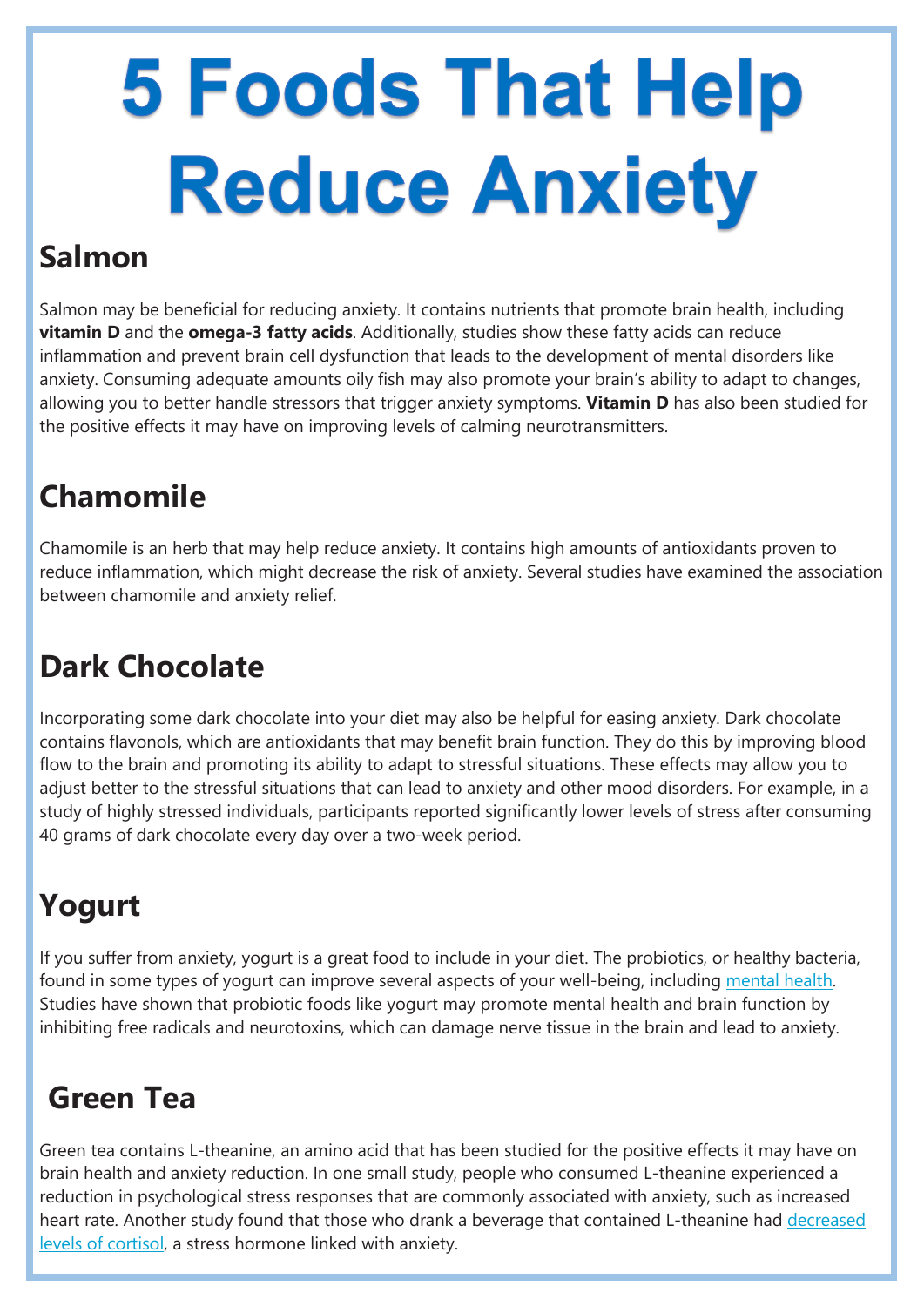# 5 Foods That Help Reduce Anxiety

## Salmon

Salmon may be beneficial for reducing anxiety. It contains nutrients that promote brain health, including **vitamin D** and the **omega-3 fatty acids**. Additionally, studies show these fatty acids can reduce inflammation and prevent brain cell dysfunction that leads to the development of mental disorders like anxiety. Consuming adequate amounts oily fish may also promote your brain's ability to adapt to changes, allowing you to better handle stressors that trigger anxiety symptoms. **Vitamin D** has also been studied for the positive effects it may have on improving levels of calming neurotransmitters.

## Chamomile

Chamomile is an herb that may help reduce anxiety. It contains high amounts of antioxidants proven to reduce inflammation, which might decrease the risk of anxiety. Several studies have examined the association between chamomile and anxiety relief.

## Dark Chocolate

Incorporating some dark chocolate into your diet may also be helpful for easing anxiety. Dark chocolate contains flavonols, which are antioxidants that may benefit brain function. They do this by improving blood flow to the brain and promoting its ability to adapt to stressful situations. These effects may allow you to adjust better to the stressful situations that can lead to anxiety and other mood disorders. For example, in a study of highly stressed individuals, participants reported significantly lower levels of stress after consuming 40 grams of dark chocolate every day over a two-week period.

## Yogurt

If you suffer from anxiety, yogurt is a great food to include in your diet. The probiotics, or healthy bacteria, found in some types of yogurt can improve several aspects of your well-being, including mental health. Studies have shown that probiotic foods like yogurt may promote mental health and brain function by inhibiting free radicals and neurotoxins, which can damage nerve tissue in the brain and lead to anxiety.

## Green Tea

Green tea contains L-theanine, an amino acid that has been studied for the positive effects it may have on brain health and anxiety reduction. In one small study, people who consumed L-theanine experienced a reduction in psychological stress responses that are commonly associated with anxiety, such as increased heart rate. Another study found that those who drank a beverage that contained L-theanine had decreased levels of cortisol, a stress hormone linked with anxiety.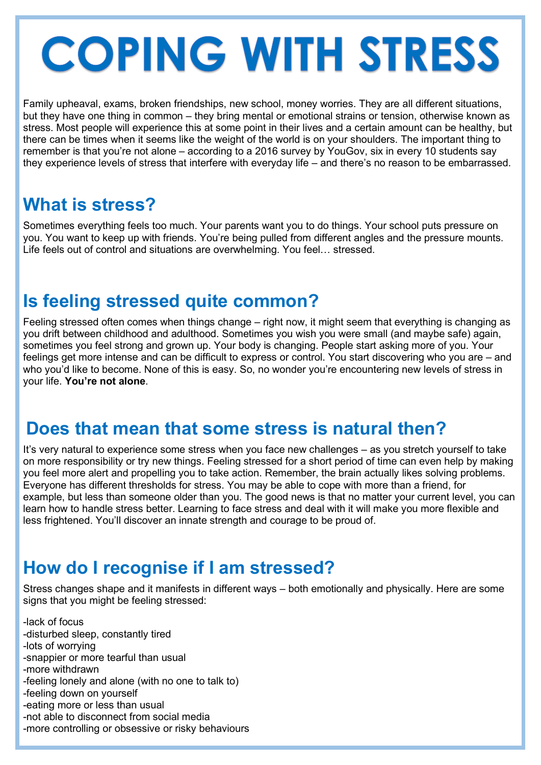# COPING WITH STRESS

Family upheaval, exams, broken friendships, new school, money worries. They are all different situations, but they have one thing in common – they bring mental or emotional strains or tension, otherwise known as stress. Most people will experience this at some point in their lives and a certain amount can be healthy, but there can be times when it seems like the weight of the world is on your shoulders. The important thing to remember is that you're not alone – according to a 2016 survey by YouGov, six in every 10 students say they experience levels of stress that interfere with everyday life – and there's no reason to be embarrassed.

## What is stress?

Sometimes everything feels too much. Your parents want you to do things. Your school puts pressure on you. You want to keep up with friends. You're being pulled from different angles and the pressure mounts. Life feels out of control and situations are overwhelming. You feel… stressed.

## Is feeling stressed quite common?

Feeling stressed often comes when things change – right now, it might seem that everything is changing as you drift between childhood and adulthood. Sometimes you wish you were small (and maybe safe) again, sometimes you feel strong and grown up. Your body is changing. People start asking more of you. Your feelings get more intense and can be difficult to express or control. You start discovering who you are – and who you'd like to become. None of this is easy. So, no wonder you're encountering new levels of stress in your life. **You're not alone**.

## Does that mean that some stress is natural then?

It's very natural to experience some stress when you face new challenges – as you stretch yourself to take on more responsibility or try new things. Feeling stressed for a short period of time can even help by making you feel more alert and propelling you to take action. Remember, the brain actually likes solving problems. Everyone has different thresholds for stress. You may be able to cope with more than a friend, for example, but less than someone older than you. The good news is that no matter your current level, you can learn how to handle stress better. Learning to face stress and deal with it will make you more flexible and less frightened. You'll discover an innate strength and courage to be proud of.

## How do I recognise if I am stressed?

Stress changes shape and it manifests in different ways – both emotionally and physically. Here are some signs that you might be feeling stressed:

- lack of focus
- disturbed sleep, constantly tired
- lots of worrying
- snappier or more tearful than usual
- more withdrawn
- feeling lonely and alone (with no one to talk to)
- feeling down on yourself
- eating more or less than usual
- not able to disconnect from social media
- more controlling or obsessive or risky behaviours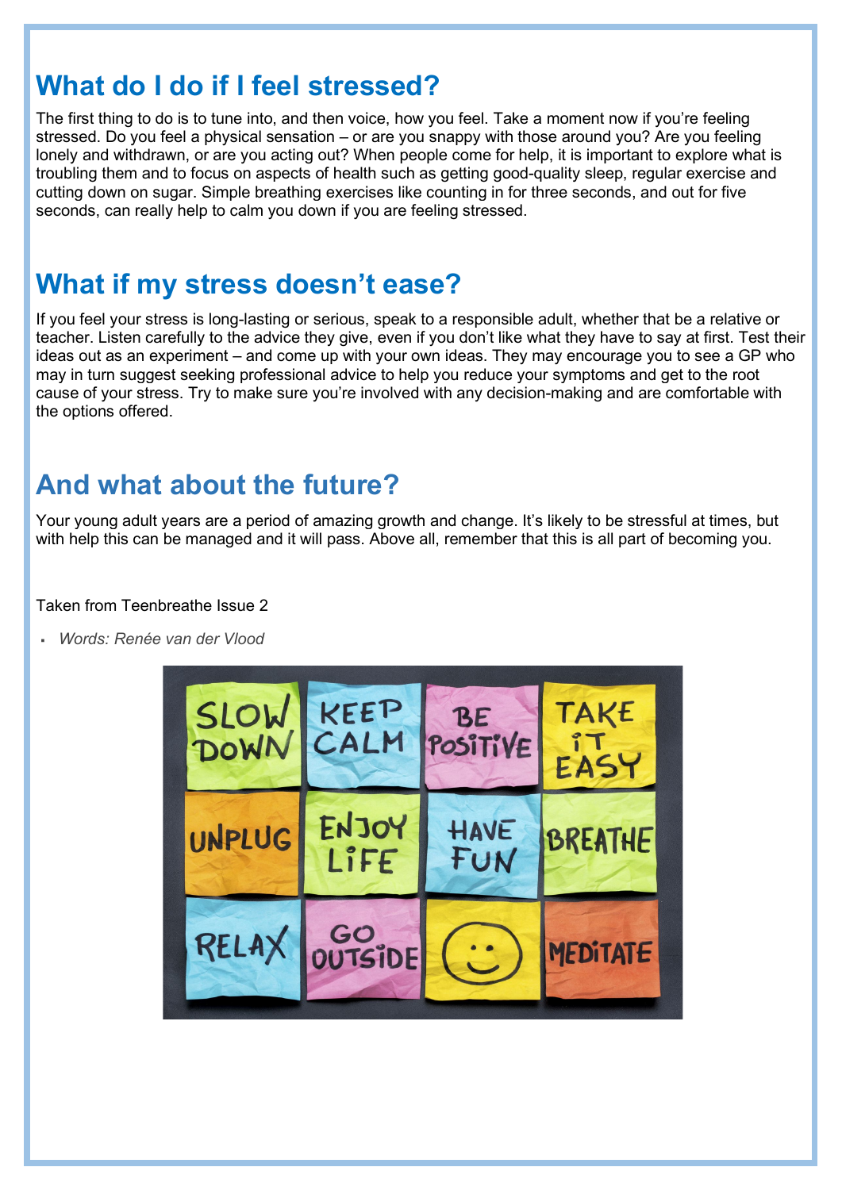## What do I do if I feel stressed?

The first thing to do is to tune into, and then voice, how you feel. Take a moment now if you're feeling stressed. Do you feel a physical sensation – or are you snappy with those around you? Are you feeling lonely and withdrawn, or are you acting out? When people come for help, it is important to explore what is troubling them and to focus on aspects of health such as getting good-quality sleep, regular exercise and cutting down on sugar. Simple breathing exercises like counting in for three seconds, and out for five seconds, can really help to calm you down if you are feeling stressed.

## What if my stress doesn't ease?

If you feel your stress is long-lasting or serious, speak to a responsible adult, whether that be a relative or teacher. Listen carefully to the advice they give, even if you don't like what they have to say at first. Test their ideas out as an experiment – and come up with your own ideas. They may encourage you to see a GP who may in turn suggest seeking professional advice to help you reduce your symptoms and get to the root cause of your stress. Try to make sure you're involved with any decision-making and are comfortable with the options offered.

## And what about the future?

Your young adult years are a period of amazing growth and change. It's likely to be stressful at times, but with help this can be managed and it will pass. Above all, remember that this is all part of becoming you.

Taken from Teenbreathe Issue 2

- *Words: Renée van der Vlood*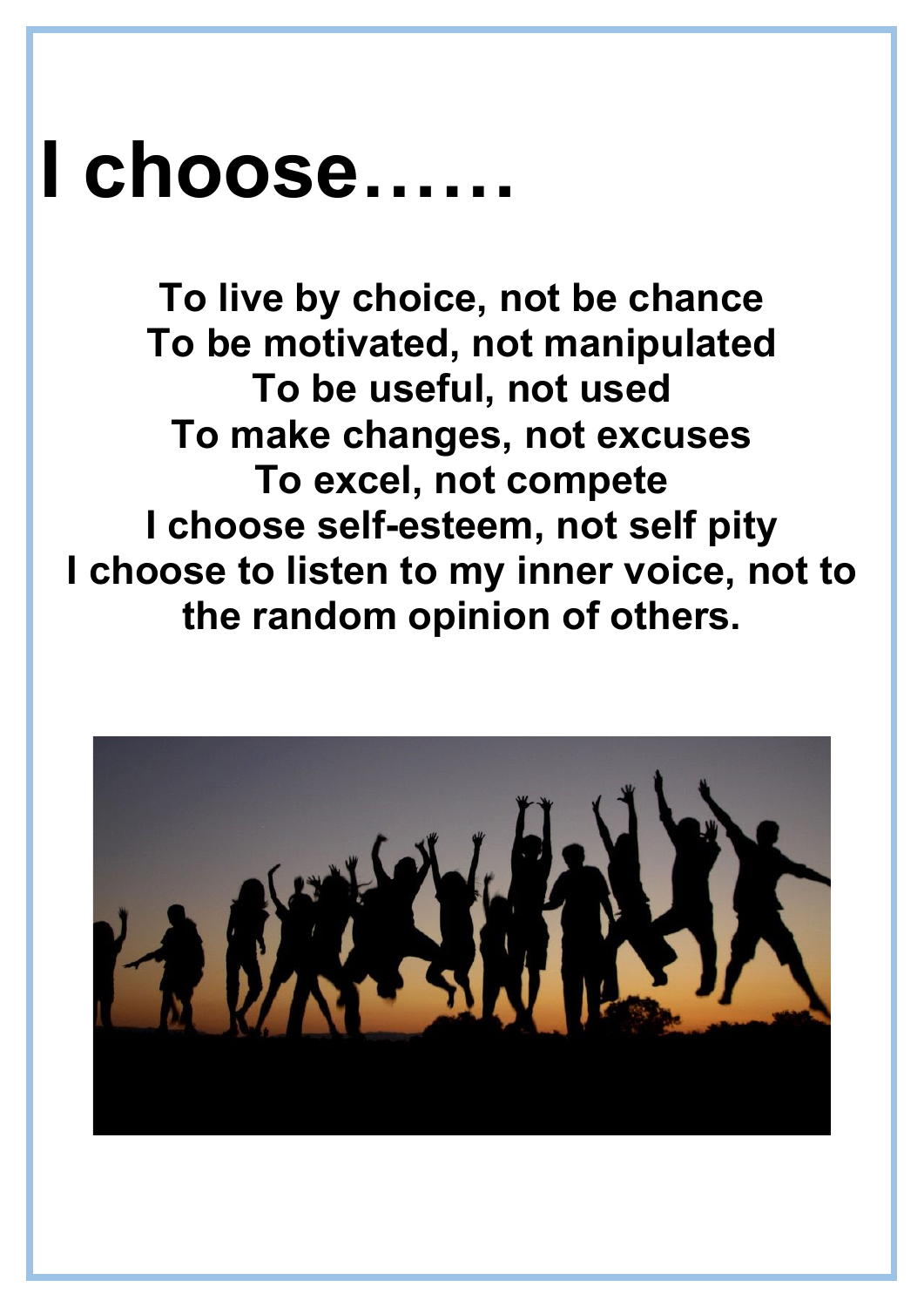# I choose……

**To live by choice, not be chance**
**To be motivated, not manipulated**
**To be useful, not used**
**To make changes, not excuses**
**To excel, not compete**
**I choose self-esteem, not self pity**
**I choose to listen to my inner voice, not to the random opinion of others.**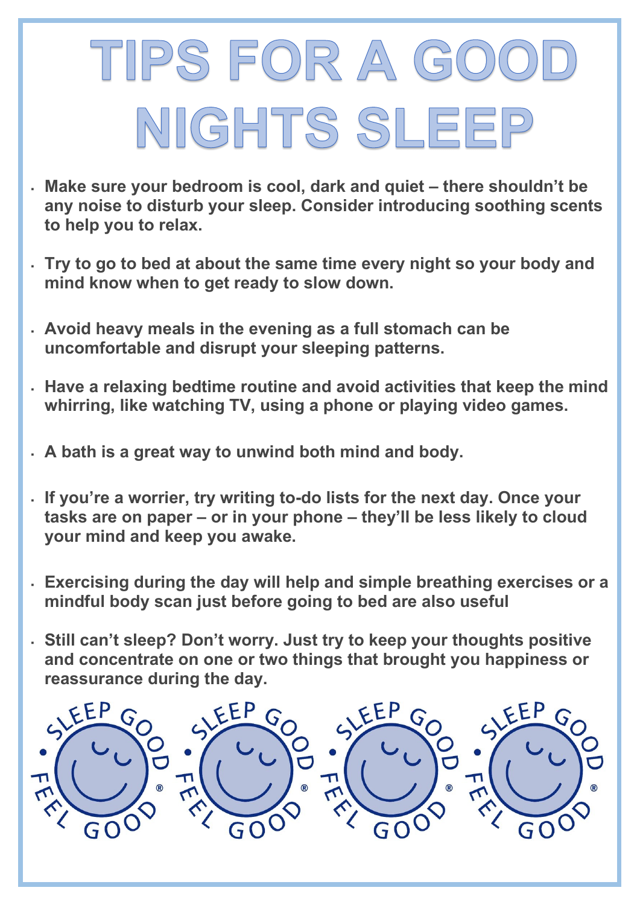# TIPS FOR A GOOD NIGHTS SLEEP

- **Make sure your bedroom is cool, dark and quiet – there shouldn't be any noise to disturb your sleep. Consider introducing soothing scents to help you to relax.**

- **Try to go to bed at about the same time every night so your body and mind know when to get ready to slow down.**

- **Avoid heavy meals in the evening as a full stomach can be uncomfortable and disrupt your sleeping patterns.**

- **Have a relaxing bedtime routine and avoid activities that keep the mind whirring, like watching TV, using a phone or playing video games.**

- **A bath is a great way to unwind both mind and body.**

- **If you're a worrier, try writing to-do lists for the next day. Once your tasks are on paper – or in your phone – they'll be less likely to cloud your mind and keep you awake.**

- **Exercising during the day will help and simple breathing exercises or a mindful body scan just before going to bed are also useful**

- **Still can't sleep? Don't worry. Just try to keep your thoughts positive and concentrate on one or two things that brought you happiness or reassurance during the day.**

SLEEP GOOD • FEEL GOOD®

SLEEP GOOD • FEEL GOOD®

SLEEP GOOD • FEEL GOOD®

SLEEP GOOD • FEEL GOOD®